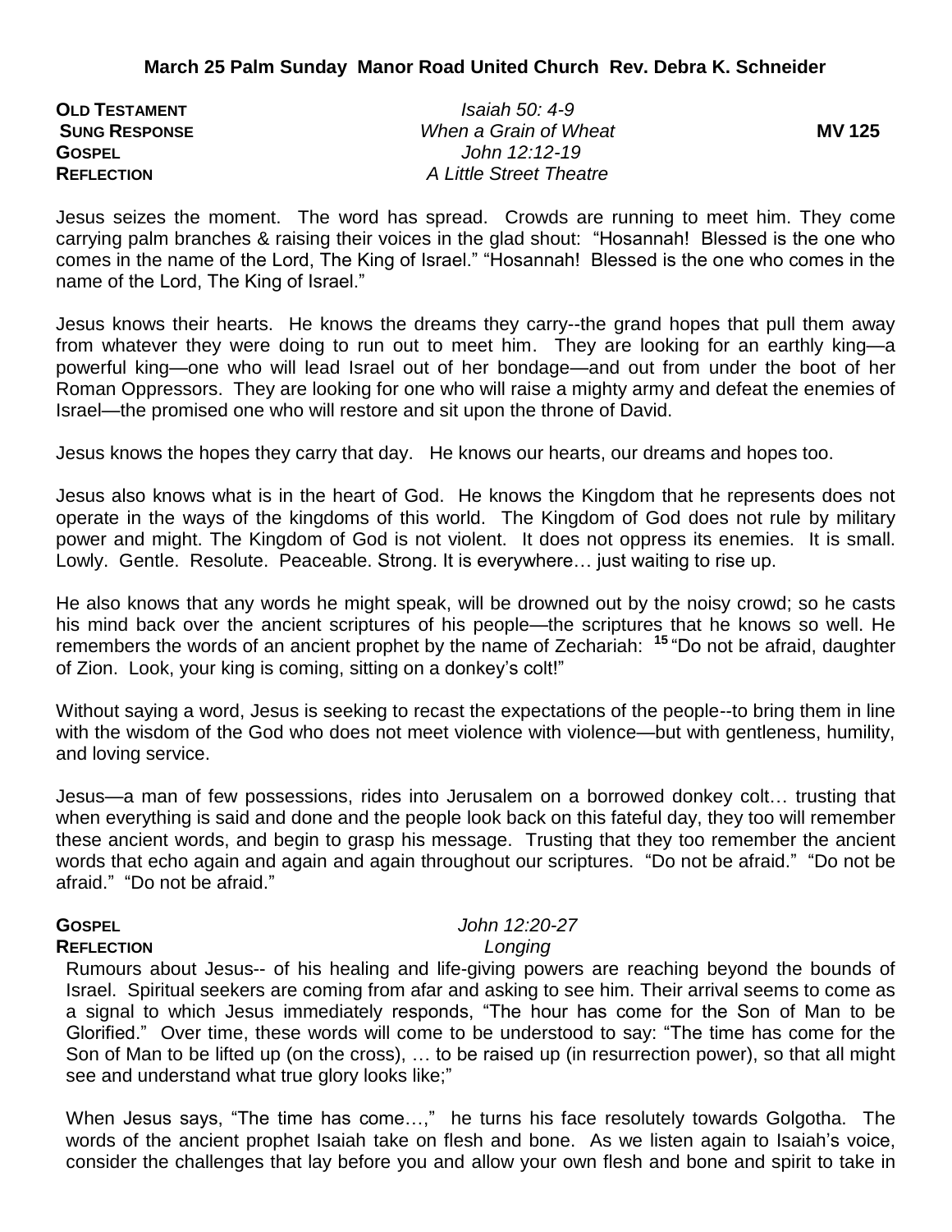**March 25 Palm Sunday Manor Road United Church Rev. Debra K. Schneider**

| | | |
|---|---|---|
| **OLD TESTAMENT** | *Isaiah 50: 4-9* | |
| **SUNG RESPONSE** | *When a Grain of Wheat* | **MV 125** |
| **GOSPEL** | *John 12:12-19* | |
| **REFLECTION** | *A Little Street Theatre* | |

Jesus seizes the moment. The word has spread. Crowds are running to meet him. They come carrying palm branches & raising their voices in the glad shout: "Hosannah! Blessed is the one who comes in the name of the Lord, The King of Israel." "Hosannah! Blessed is the one who comes in the name of the Lord, The King of Israel."

Jesus knows their hearts. He knows the dreams they carry--the grand hopes that pull them away from whatever they were doing to run out to meet him. They are looking for an earthly king—a powerful king—one who will lead Israel out of her bondage—and out from under the boot of her Roman Oppressors. They are looking for one who will raise a mighty army and defeat the enemies of Israel—the promised one who will restore and sit upon the throne of David.

Jesus knows the hopes they carry that day. He knows our hearts, our dreams and hopes too.

Jesus also knows what is in the heart of God. He knows the Kingdom that he represents does not operate in the ways of the kingdoms of this world. The Kingdom of God does not rule by military power and might. The Kingdom of God is not violent. It does not oppress its enemies. It is small. Lowly. Gentle. Resolute. Peaceable. Strong. It is everywhere… just waiting to rise up.

He also knows that any words he might speak, will be drowned out by the noisy crowd; so he casts his mind back over the ancient scriptures of his people—the scriptures that he knows so well. He remembers the words of an ancient prophet by the name of Zechariah: **15** "Do not be afraid, daughter of Zion. Look, your king is coming, sitting on a donkey's colt!"

Without saying a word, Jesus is seeking to recast the expectations of the people--to bring them in line with the wisdom of the God who does not meet violence with violence—but with gentleness, humility, and loving service.

Jesus—a man of few possessions, rides into Jerusalem on a borrowed donkey colt… trusting that when everything is said and done and the people look back on this fateful day, they too will remember these ancient words, and begin to grasp his message. Trusting that they too remember the ancient words that echo again and again and again throughout our scriptures. "Do not be afraid." "Do not be afraid." "Do not be afraid."

| | |
|---|---|
| **GOSPEL** | *John 12:20-27* |
| **REFLECTION** | *Longing* |

Rumours about Jesus-- of his healing and life-giving powers are reaching beyond the bounds of Israel. Spiritual seekers are coming from afar and asking to see him. Their arrival seems to come as a signal to which Jesus immediately responds, "The hour has come for the Son of Man to be Glorified." Over time, these words will come to be understood to say: "The time has come for the Son of Man to be lifted up (on the cross), … to be raised up (in resurrection power), so that all might see and understand what true glory looks like;"

When Jesus says, "The time has come…," he turns his face resolutely towards Golgotha. The words of the ancient prophet Isaiah take on flesh and bone. As we listen again to Isaiah's voice, consider the challenges that lay before you and allow your own flesh and bone and spirit to take in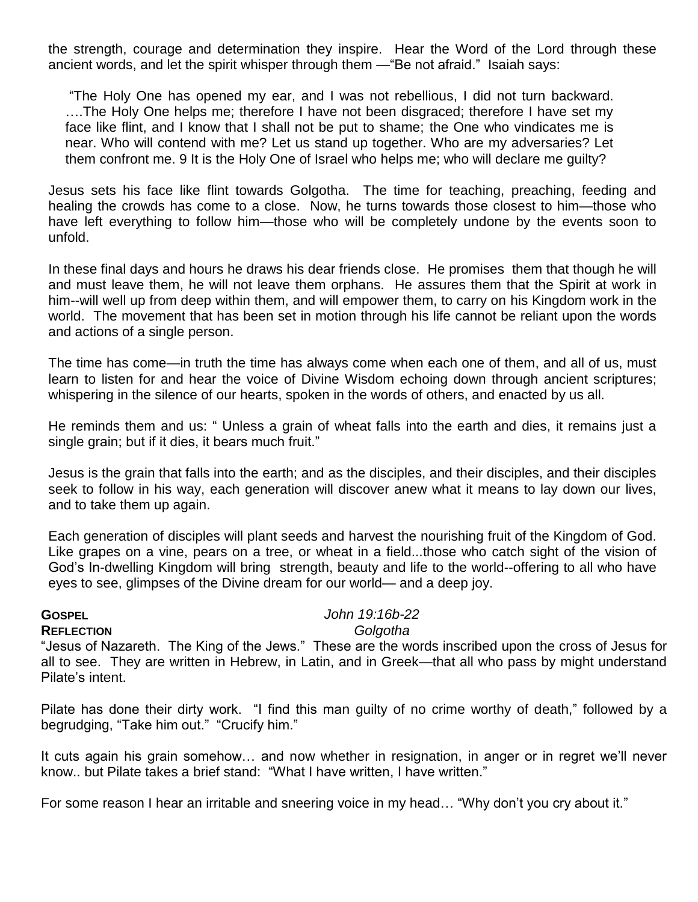the strength, courage and determination they inspire. Hear the Word of the Lord through these ancient words, and let the spirit whisper through them —"Be not afraid." Isaiah says:

> "The Holy One has opened my ear, and I was not rebellious, I did not turn backward. ….The Holy One helps me; therefore I have not been disgraced; therefore I have set my face like flint, and I know that I shall not be put to shame; the One who vindicates me is near. Who will contend with me? Let us stand up together. Who are my adversaries? Let them confront me. 9 It is the Holy One of Israel who helps me; who will declare me guilty?

Jesus sets his face like flint towards Golgotha. The time for teaching, preaching, feeding and healing the crowds has come to a close. Now, he turns towards those closest to him—those who have left everything to follow him—those who will be completely undone by the events soon to unfold.

In these final days and hours he draws his dear friends close. He promises them that though he will and must leave them, he will not leave them orphans. He assures them that the Spirit at work in him--will well up from deep within them, and will empower them, to carry on his Kingdom work in the world. The movement that has been set in motion through his life cannot be reliant upon the words and actions of a single person.

The time has come—in truth the time has always come when each one of them, and all of us, must learn to listen for and hear the voice of Divine Wisdom echoing down through ancient scriptures; whispering in the silence of our hearts, spoken in the words of others, and enacted by us all.

He reminds them and us: " Unless a grain of wheat falls into the earth and dies, it remains just a single grain; but if it dies, it bears much fruit."

Jesus is the grain that falls into the earth; and as the disciples, and their disciples, and their disciples seek to follow in his way, each generation will discover anew what it means to lay down our lives, and to take them up again.

Each generation of disciples will plant seeds and harvest the nourishing fruit of the Kingdom of God. Like grapes on a vine, pears on a tree, or wheat in a field...those who catch sight of the vision of God's In-dwelling Kingdom will bring strength, beauty and life to the world--offering to all who have eyes to see, glimpses of the Divine dream for our world— and a deep joy.

**GOSPEL** *John 19:16b-22*

**REFLECTION** *Golgotha*

"Jesus of Nazareth. The King of the Jews." These are the words inscribed upon the cross of Jesus for all to see. They are written in Hebrew, in Latin, and in Greek—that all who pass by might understand Pilate's intent.

Pilate has done their dirty work. "I find this man guilty of no crime worthy of death," followed by a begrudging, "Take him out." "Crucify him."

It cuts again his grain somehow… and now whether in resignation, in anger or in regret we'll never know.. but Pilate takes a brief stand: "What I have written, I have written."

For some reason I hear an irritable and sneering voice in my head… "Why don't you cry about it."